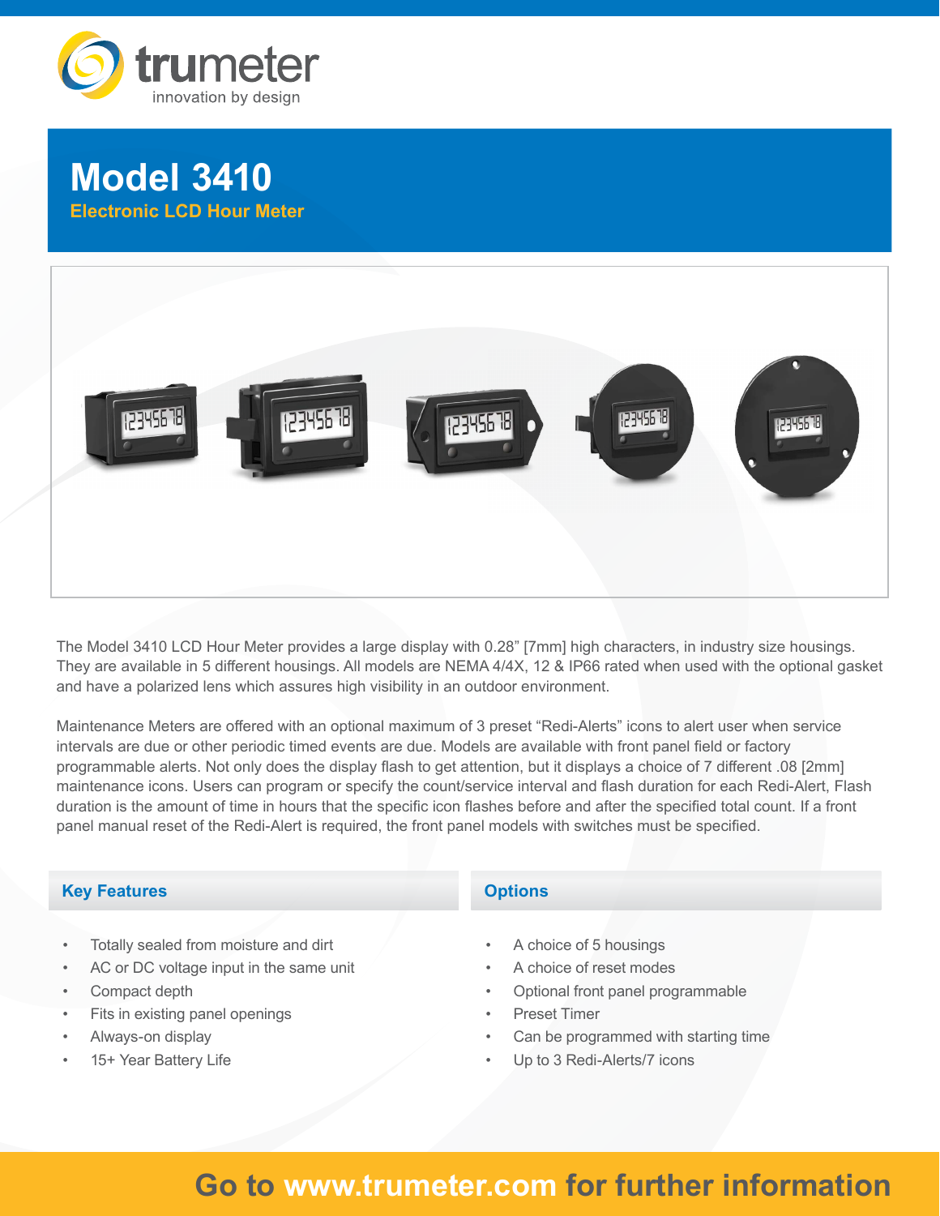trumeter

innovation by design

# Model 3410

## Electronic LCD Hour Meter

The Model 3410 LCD Hour Meter provides a large display with 0.28” [7mm] high characters, in industry size housings. They are available in 5 different housings. All models are NEMA 4/4X, 12 & IP66 rated when used with the optional gasket and have a polarized lens which assures high visibility in an outdoor environment.

Maintenance Meters are offered with an optional maximum of 3 preset “Redi-Alerts” icons to alert user when service intervals are due or other periodic timed events are due. Models are available with front panel field or factory programmable alerts. Not only does the display flash to get attention, but it displays a choice of 7 different .08 [2mm] maintenance icons. Users can program or specify the count/service interval and flash duration for each Redi-Alert, Flash duration is the amount of time in hours that the specific icon flashes before and after the specified total count. If a front panel manual reset of the Redi-Alert is required, the front panel models with switches must be specified.

### Key Features

- Totally sealed from moisture and dirt
- AC or DC voltage input in the same unit
- Compact depth
- Fits in existing panel openings
- Always-on display
- 15+ Year Battery Life

### Options

- A choice of 5 housings
- A choice of reset modes
- Optional front panel programmable
- Preset Timer
- Can be programmed with starting time
- Up to 3 Redi-Alerts/7 icons

**Go to www.trumeter.com for further information**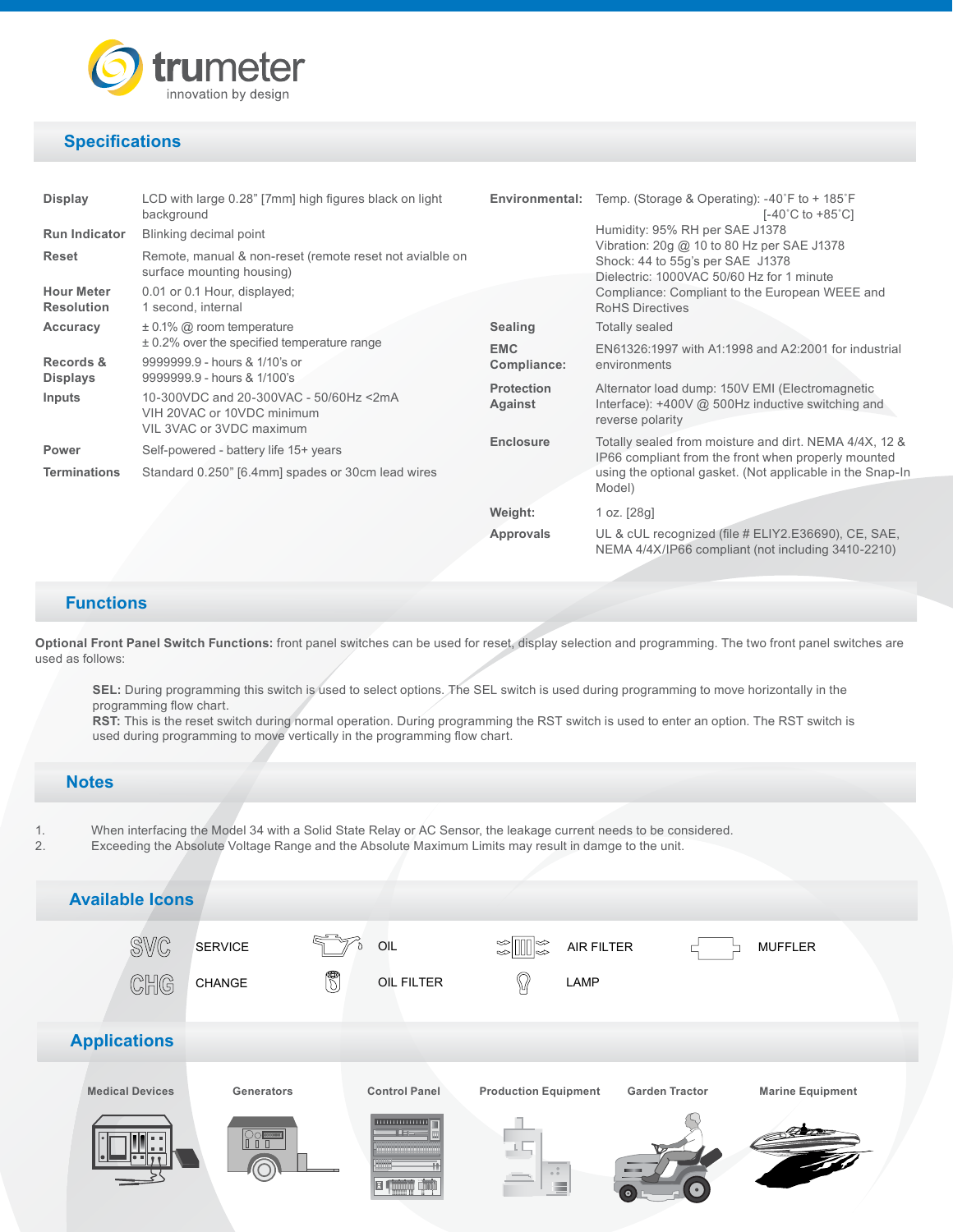trumeter
innovation by design

## Specifications

| | |
|---|---|
| **Display** | LCD with large 0.28" [7mm] high figures black on light background |
| **Run Indicator** | Blinking decimal point |
| **Reset** | Remote, manual & non-reset (remote reset not avialble on surface mounting housing) |
| **Hour Meter Resolution** | 0.01 or 0.1 Hour, displayed; 1 second, internal |
| **Accuracy** | ± 0.1% @ room temperature<br>± 0.2% over the specified temperature range |
| **Records & Displays** | 9999999.9 - hours & 1/10's or<br>9999999.9 - hours & 1/100's |
| **Inputs** | 10-300VDC and 20-300VAC - 50/60Hz <2mA<br>VIH 20VAC or 10VDC minimum<br>VIL 3VAC or 3VDC maximum |
| **Power** | Self-powered - battery life 15+ years |
| **Terminations** | Standard 0.250" [6.4mm] spades or 30cm lead wires |
| **Environmental:** | Temp. (Storage & Operating): -40˚F to + 185˚F [-40˚C to +85˚C]<br>Humidity: 95% RH per SAE J1378<br>Vibration: 20g @ 10 to 80 Hz per SAE J1378<br>Shock: 44 to 55g's per SAE J1378<br>Dielectric: 1000VAC 50/60 Hz for 1 minute<br>Compliance: Compliant to the European WEEE and RoHS Directives |
| **Sealing** | Totally sealed |
| **EMC Compliance:** | EN61326:1997 with A1:1998 and A2:2001 for industrial environments |
| **Protection Against** | Alternator load dump: 150V EMI (Electromagnetic Interface): +400V @ 500Hz inductive switching and reverse polarity |
| **Enclosure** | Totally sealed from moisture and dirt. NEMA 4/4X, 12 & IP66 compliant from the front when properly mounted using the optional gasket. (Not applicable in the Snap-In Model) |
| **Weight:** | 1 oz. [28g] |
| **Approvals** | UL & cUL recognized (file # ELIY2.E36690), CE, SAE, NEMA 4/4X/IP66 compliant (not including 3410-2210) |

## Functions

**Optional Front Panel Switch Functions:** front panel switches can be used for reset, display selection and programming. The two front panel switches are used as follows:

**SEL:** During programming this switch is used to select options. The SEL switch is used during programming to move horizontally in the programming flow chart.
**RST:** This is the reset switch during normal operation. During programming the RST switch is used to enter an option. The RST switch is used during programming to move vertically in the programming flow chart.

## Notes

1. When interfacing the Model 34 with a Solid State Relay or AC Sensor, the leakage current needs to be considered.
2. Exceeding the Absolute Voltage Range and the Absolute Maximum Limits may result in damge to the unit.

## Available Icons

SVC SERVICE | OIL | AIR FILTER | MUFFLER

CHG CHANGE | OIL FILTER | LAMP

## Applications

Medical Devices | Generators | Control Panel | Production Equipment | Garden Tractor | Marine Equipment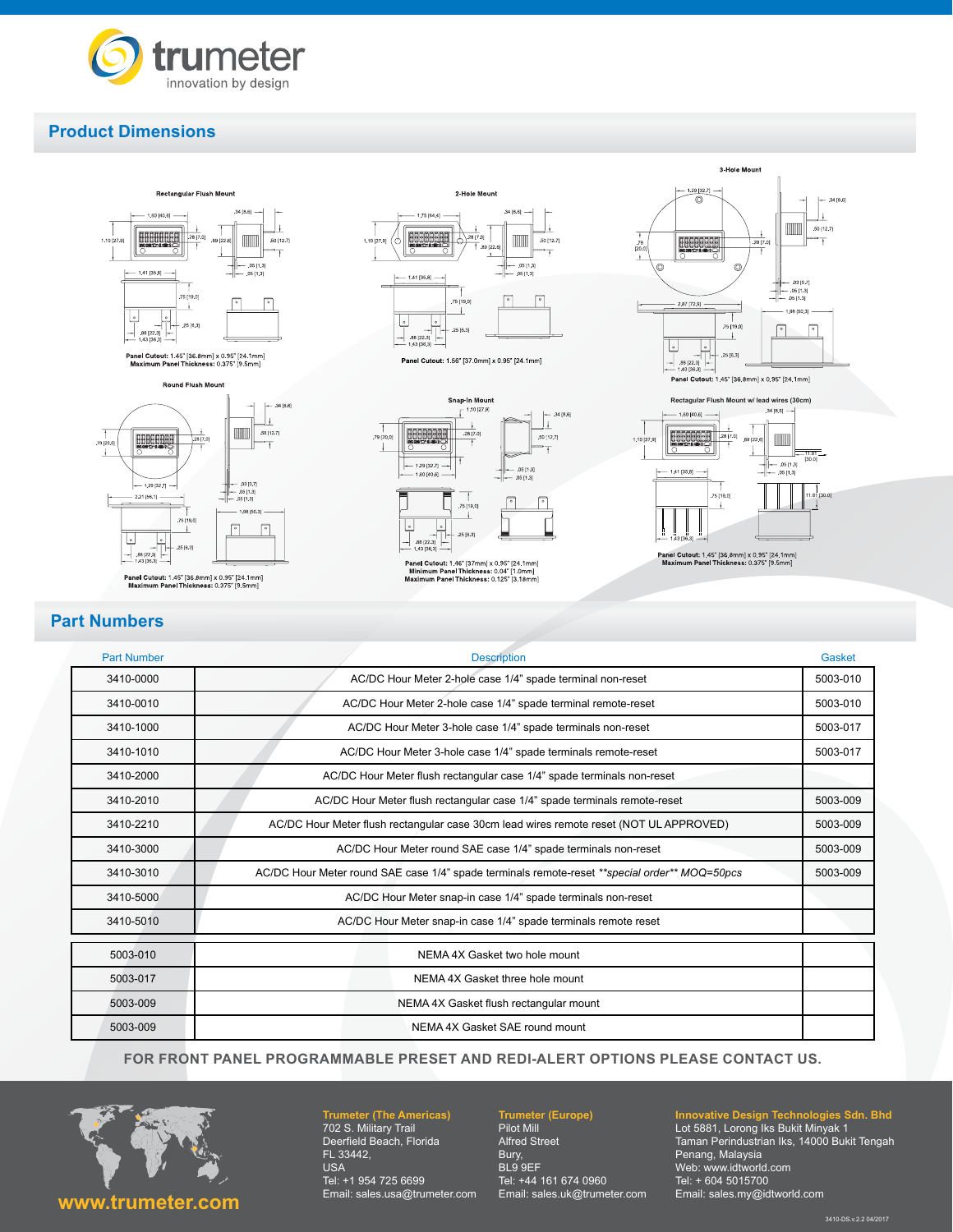## Product Dimensions

**Rectangular Flush Mount**

1.60 [40.6]
.34 [8.6]
1.10 [27.9]
.28 [7.0]
.89 [22.6]
.50 [12.7]
.05 [1.3]
.05 [1.3]
1.41 [35.8]
.75 [19.0]
.25 [6.3]
.88 [22.3]
1.43 [36.3]

Panel Cutout: 1.45" [36.8mm] x 0.95" [24.1mm]
Maximum Panel Thickness: 0.375" [9.5mm]

**2-Hole Mount**

1.75 [44.4]
.34 [8.6]
1.10 [27.9]
.28 [7.0]
.89 [22.6]
.50 [12.7]
.05 [1.3]
.05 [1.3]
1.41 [35.8]
.75 [19.0]
.25 [6.3]
.88 [22.3]
1.43 [36.3]

Panel Cutout: 1.56" [37.0mm] x 0.95" [24.1mm]

**3-Hole Mount**

1.29 [32.7]
.34 [8.6]
.50 [12.7]
.79 [20.0]
.28 [7.0]
.03 [0.7]
.05 [1.3]
.05 [1.3]
2.87 [72.9]
1.98 [50.3]
.75 [19.0]
.25 [6.3]
.88 [22.3]
1.43 [36.3]

Panel Cutout: 1.45" [36.8mm] x 0.95" [24.1mm]

**Round Flush Mount**

.34 [8.6]
.50 [12.7]
.79 [20.0]
.28 [7.0]
1.29 [32.7]
.03 [0.7]
.05 [1.3]
.05 [1.3]
2.21 [56.1]
1.98 [50.3]
.75 [19.0]
.25 [6.3]
.88 [22.3]
1.43 [36.3]

Panel Cutout: 1.45" [36.8mm] x 0.95" [24.1mm]
Maximum Panel Thickness: 0.375" [9.5mm]

**Snap-In Mount**

1.10 [27.9]
.34 [8.6]
.79 [20.0]
.28 [7.0]
.50 [12.7]
1.29 [32.7]
1.60 [40.6]
.05 [1.3]
.05 [1.3]
.75 [19.0]
.25 [6.3]
.88 [22.3]
1.43 [36.3]

Panel Cutout: 1.46" [37mm] x 0.95" [24.1mm]
Minimum Panel Thickness: 0.04" [1.0mm]
Maximum Panel Thickness: 0.125" [3.18mm]

**Rectangular Flush Mount w/ lead wires (30cm)**

1.60 [40.6]
.34 [8.6]
1.10 [27.9]
.28 [7.0]
.89 [22.6]
11.81 [30.0]
.05 [1.3]
.05 [1.3]
1.41 [35.8]
.75 [19.0]
11.81 [30.0]
1.43 [36.3]

Panel Cutout: 1.45" [36.8mm] x 0.95" [24.1mm]
Maximum Panel Thickness: 0.375" [9.5mm]

## Part Numbers

| Part Number | Description | Gasket |
|---|---|---|
| 3410-0000 | AC/DC Hour Meter 2-hole case 1/4" spade terminal non-reset | 5003-010 |
| 3410-0010 | AC/DC Hour Meter 2-hole case 1/4" spade terminal remote-reset | 5003-010 |
| 3410-1000 | AC/DC Hour Meter 3-hole case 1/4" spade terminals non-reset | 5003-017 |
| 3410-1010 | AC/DC Hour Meter 3-hole case 1/4" spade terminals remote-reset | 5003-017 |
| 3410-2000 | AC/DC Hour Meter flush rectangular case 1/4" spade terminals non-reset | |
| 3410-2010 | AC/DC Hour Meter flush rectangular case 1/4" spade terminals remote-reset | 5003-009 |
| 3410-2210 | AC/DC Hour Meter flush rectangular case 30cm lead wires remote reset (NOT UL APPROVED) | 5003-009 |
| 3410-3000 | AC/DC Hour Meter round SAE case 1/4" spade terminals non-reset | 5003-009 |
| 3410-3010 | AC/DC Hour Meter round SAE case 1/4" spade terminals remote-reset *\*\*special order\*\* MOQ=50pcs* | 5003-009 |
| 3410-5000 | AC/DC Hour Meter snap-in case 1/4" spade terminals non-reset | |
| 3410-5010 | AC/DC Hour Meter snap-in case 1/4" spade terminals remote reset | |

| | | |
|---|---|---|
| 5003-010 | NEMA 4X Gasket two hole mount | |
| 5003-017 | NEMA 4X Gasket three hole mount | |
| 5003-009 | NEMA 4X Gasket flush rectangular mount | |
| 5003-009 | NEMA 4X Gasket SAE round mount | |

**FOR FRONT PANEL PROGRAMMABLE PRESET AND REDI-ALERT OPTIONS PLEASE CONTACT US.**

**www.trumeter.com**

**Trumeter (The Americas)**
702 S. Military Trail
Deerfield Beach, Florida
FL 33442,
USA
Tel: +1 954 725 6699
Email: sales.usa@trumeter.com

**Trumeter (Europe)**
Pilot Mill
Alfred Street
Bury,
BL9 9EF
Tel: +44 161 674 0960
Email: sales.uk@trumeter.com

**Innovative Design Technologies Sdn. Bhd**
Lot 5881, Lorong Iks Bukit Minyak 1
Taman Perindustrian Iks, 14000 Bukit Tengah
Penang, Malaysia
Web: www.idtworld.com
Tel: + 604 5015700
Email: sales.my@idtworld.com

3410-DS.v.2.2 04/2017